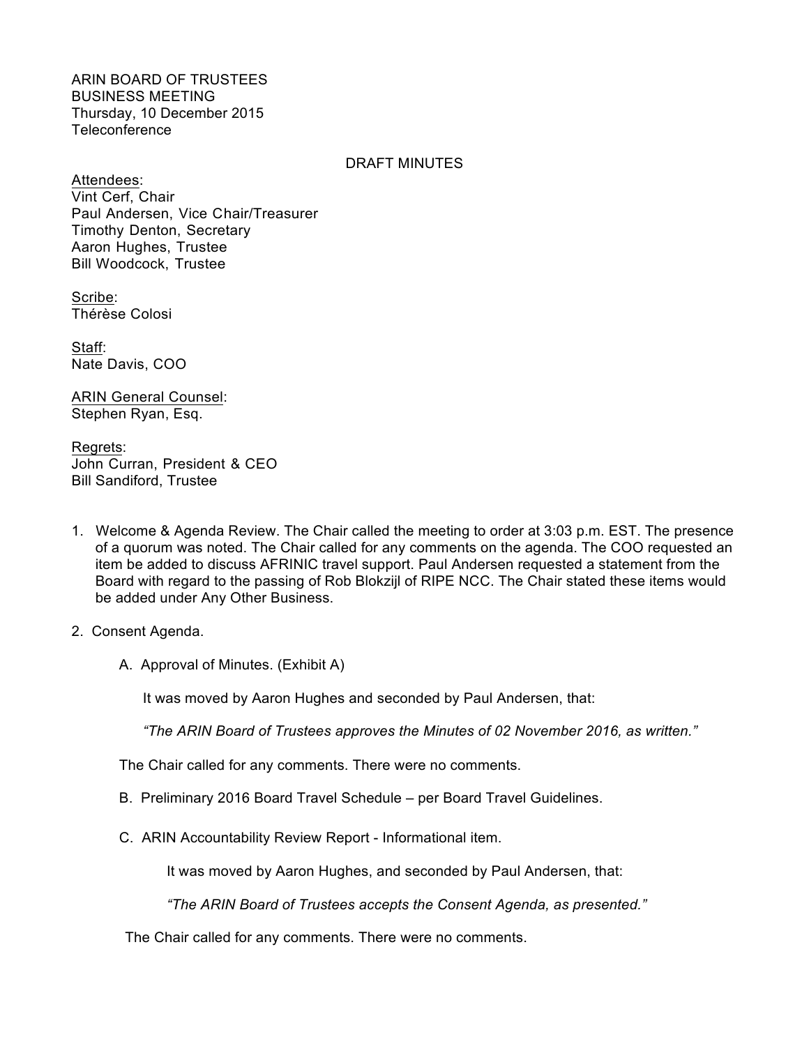ARIN BOARD OF TRUSTEES
BUSINESS MEETING
Thursday, 10 December 2015
Teleconference

DRAFT MINUTES

Attendees:
Vint Cerf, Chair
Paul Andersen, Vice Chair/Treasurer
Timothy Denton, Secretary
Aaron Hughes, Trustee
Bill Woodcock, Trustee

Scribe:
Thérèse Colosi

Staff:
Nate Davis, COO

ARIN General Counsel:
Stephen Ryan, Esq.

Regrets:
John Curran, President & CEO
Bill Sandiford, Trustee

1. Welcome & Agenda Review. The Chair called the meeting to order at 3:03 p.m. EST. The presence of a quorum was noted. The Chair called for any comments on the agenda. The COO requested an item be added to discuss AFRINIC travel support. Paul Andersen requested a statement from the Board with regard to the passing of Rob Blokzijl of RIPE NCC. The Chair stated these items would be added under Any Other Business.

2. Consent Agenda.

   A. Approval of Minutes. (Exhibit A)

      It was moved by Aaron Hughes and seconded by Paul Andersen, that:

      *"The ARIN Board of Trustees approves the Minutes of 02 November 2016, as written."*

   The Chair called for any comments. There were no comments.

   B. Preliminary 2016 Board Travel Schedule – per Board Travel Guidelines.

   C. ARIN Accountability Review Report - Informational item.

      It was moved by Aaron Hughes, and seconded by Paul Andersen, that:

      *"The ARIN Board of Trustees accepts the Consent Agenda, as presented."*

   The Chair called for any comments. There were no comments.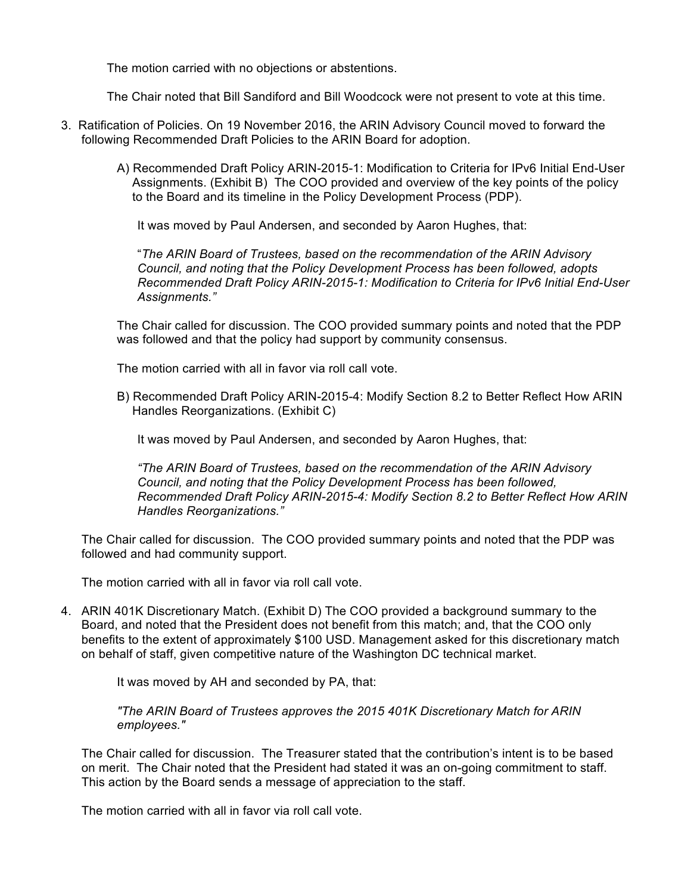The motion carried with no objections or abstentions.

The Chair noted that Bill Sandiford and Bill Woodcock were not present to vote at this time.

3. Ratification of Policies. On 19 November 2016, the ARIN Advisory Council moved to forward the following Recommended Draft Policies to the ARIN Board for adoption.

   A) Recommended Draft Policy ARIN-2015-1: Modification to Criteria for IPv6 Initial End-User Assignments. (Exhibit B) The COO provided and overview of the key points of the policy to the Board and its timeline in the Policy Development Process (PDP).

   It was moved by Paul Andersen, and seconded by Aaron Hughes, that:

   "*The ARIN Board of Trustees, based on the recommendation of the ARIN Advisory Council, and noting that the Policy Development Process has been followed, adopts Recommended Draft Policy ARIN-2015-1: Modification to Criteria for IPv6 Initial End-User Assignments.*"

   The Chair called for discussion. The COO provided summary points and noted that the PDP was followed and that the policy had support by community consensus.

   The motion carried with all in favor via roll call vote.

   B) Recommended Draft Policy ARIN-2015-4: Modify Section 8.2 to Better Reflect How ARIN Handles Reorganizations. (Exhibit C)

   It was moved by Paul Andersen, and seconded by Aaron Hughes, that:

   *"The ARIN Board of Trustees, based on the recommendation of the ARIN Advisory Council, and noting that the Policy Development Process has been followed, Recommended Draft Policy ARIN-2015-4: Modify Section 8.2 to Better Reflect How ARIN Handles Reorganizations."*

   The Chair called for discussion. The COO provided summary points and noted that the PDP was followed and had community support.

   The motion carried with all in favor via roll call vote.

4. ARIN 401K Discretionary Match. (Exhibit D) The COO provided a background summary to the Board, and noted that the President does not benefit from this match; and, that the COO only benefits to the extent of approximately $100 USD. Management asked for this discretionary match on behalf of staff, given competitive nature of the Washington DC technical market.

   It was moved by AH and seconded by PA, that:

   *"The ARIN Board of Trustees approves the 2015 401K Discretionary Match for ARIN employees."*

   The Chair called for discussion. The Treasurer stated that the contribution's intent is to be based on merit. The Chair noted that the President had stated it was an on-going commitment to staff. This action by the Board sends a message of appreciation to the staff.

   The motion carried with all in favor via roll call vote.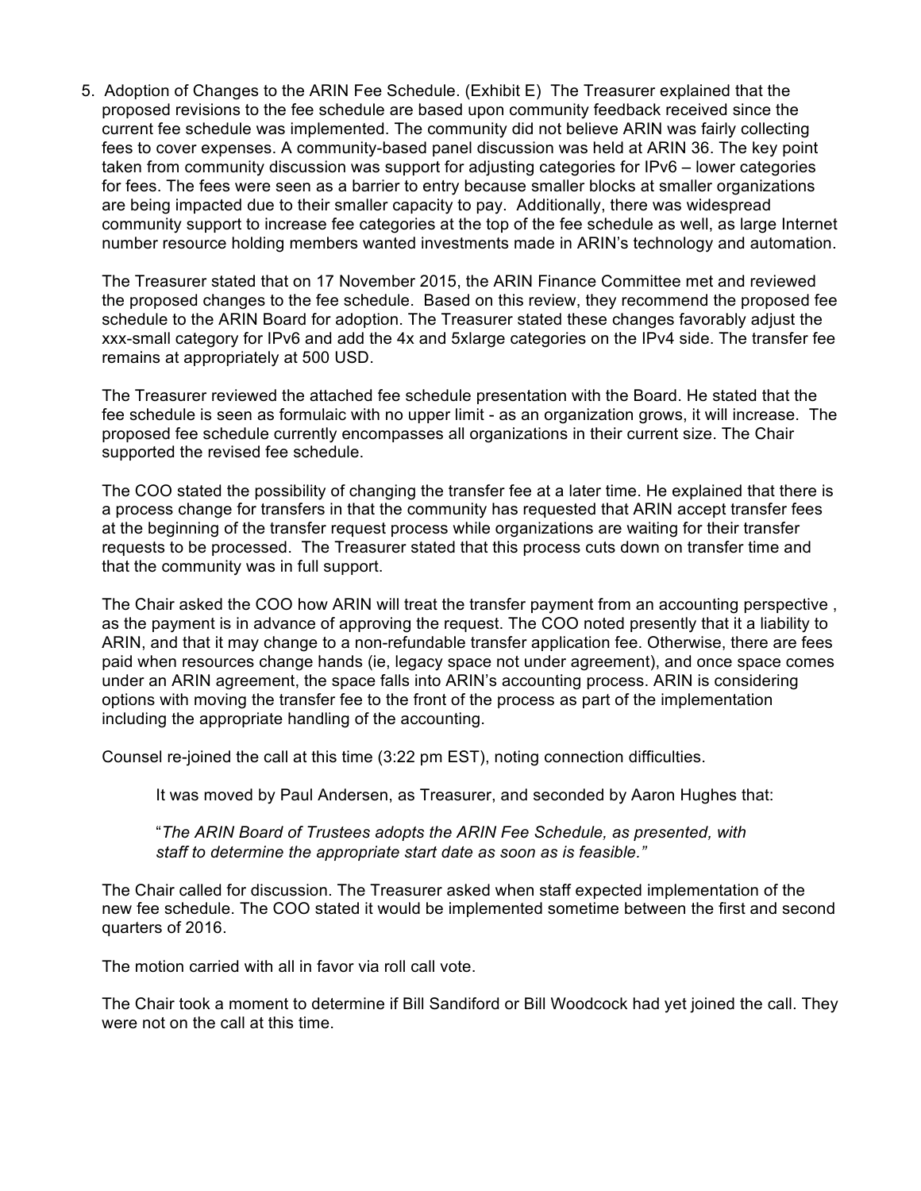5. Adoption of Changes to the ARIN Fee Schedule. (Exhibit E) The Treasurer explained that the proposed revisions to the fee schedule are based upon community feedback received since the current fee schedule was implemented. The community did not believe ARIN was fairly collecting fees to cover expenses. A community-based panel discussion was held at ARIN 36. The key point taken from community discussion was support for adjusting categories for IPv6 – lower categories for fees. The fees were seen as a barrier to entry because smaller blocks at smaller organizations are being impacted due to their smaller capacity to pay. Additionally, there was widespread community support to increase fee categories at the top of the fee schedule as well, as large Internet number resource holding members wanted investments made in ARIN's technology and automation.

   The Treasurer stated that on 17 November 2015, the ARIN Finance Committee met and reviewed the proposed changes to the fee schedule. Based on this review, they recommend the proposed fee schedule to the ARIN Board for adoption. The Treasurer stated these changes favorably adjust the xxx-small category for IPv6 and add the 4x and 5xlarge categories on the IPv4 side. The transfer fee remains at appropriately at 500 USD.

   The Treasurer reviewed the attached fee schedule presentation with the Board. He stated that the fee schedule is seen as formulaic with no upper limit - as an organization grows, it will increase. The proposed fee schedule currently encompasses all organizations in their current size. The Chair supported the revised fee schedule.

   The COO stated the possibility of changing the transfer fee at a later time. He explained that there is a process change for transfers in that the community has requested that ARIN accept transfer fees at the beginning of the transfer request process while organizations are waiting for their transfer requests to be processed. The Treasurer stated that this process cuts down on transfer time and that the community was in full support.

   The Chair asked the COO how ARIN will treat the transfer payment from an accounting perspective , as the payment is in advance of approving the request. The COO noted presently that it a liability to ARIN, and that it may change to a non-refundable transfer application fee. Otherwise, there are fees paid when resources change hands (ie, legacy space not under agreement), and once space comes under an ARIN agreement, the space falls into ARIN's accounting process. ARIN is considering options with moving the transfer fee to the front of the process as part of the implementation including the appropriate handling of the accounting.

   Counsel re-joined the call at this time (3:22 pm EST), noting connection difficulties.

   It was moved by Paul Andersen, as Treasurer, and seconded by Aaron Hughes that:

   "*The ARIN Board of Trustees adopts the ARIN Fee Schedule, as presented, with staff to determine the appropriate start date as soon as is feasible.*"

   The Chair called for discussion. The Treasurer asked when staff expected implementation of the new fee schedule. The COO stated it would be implemented sometime between the first and second quarters of 2016.

   The motion carried with all in favor via roll call vote.

   The Chair took a moment to determine if Bill Sandiford or Bill Woodcock had yet joined the call. They were not on the call at this time.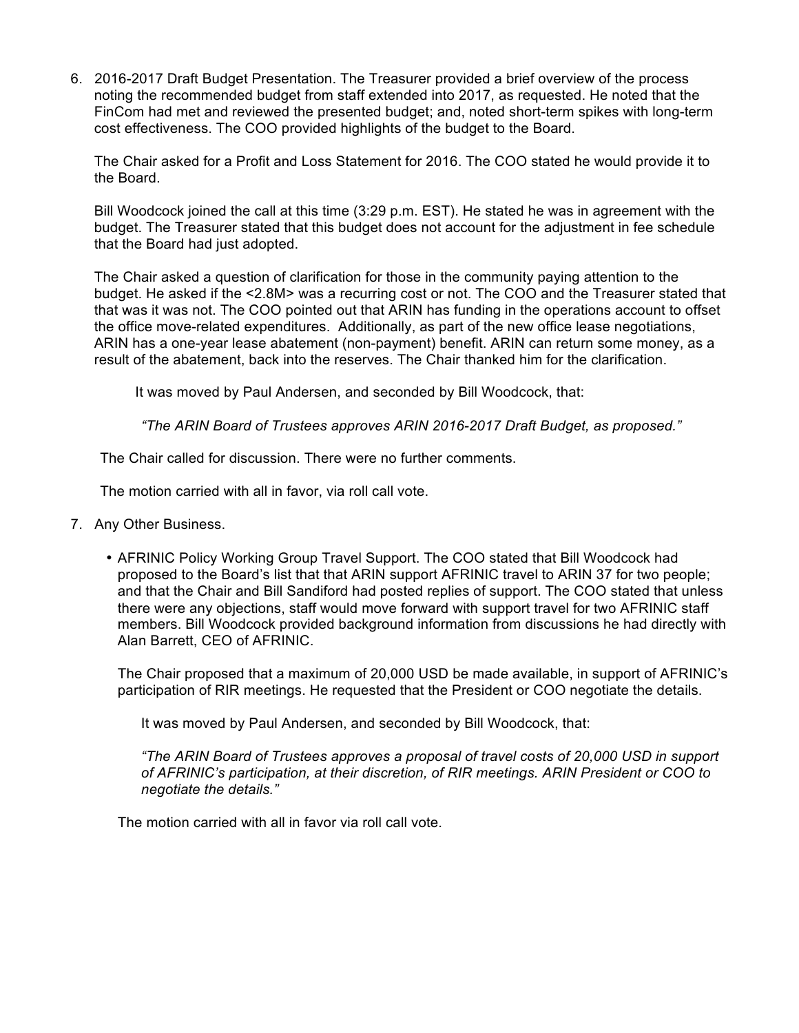6. 2016-2017 Draft Budget Presentation. The Treasurer provided a brief overview of the process noting the recommended budget from staff extended into 2017, as requested. He noted that the FinCom had met and reviewed the presented budget; and, noted short-term spikes with long-term cost effectiveness. The COO provided highlights of the budget to the Board.

   The Chair asked for a Profit and Loss Statement for 2016. The COO stated he would provide it to the Board.

   Bill Woodcock joined the call at this time (3:29 p.m. EST). He stated he was in agreement with the budget. The Treasurer stated that this budget does not account for the adjustment in fee schedule that the Board had just adopted.

   The Chair asked a question of clarification for those in the community paying attention to the budget. He asked if the <2.8M> was a recurring cost or not. The COO and the Treasurer stated that that was it was not. The COO pointed out that ARIN has funding in the operations account to offset the office move-related expenditures. Additionally, as part of the new office lease negotiations, ARIN has a one-year lease abatement (non-payment) benefit. ARIN can return some money, as a result of the abatement, back into the reserves. The Chair thanked him for the clarification.

   It was moved by Paul Andersen, and seconded by Bill Woodcock, that:

   *"The ARIN Board of Trustees approves ARIN 2016-2017 Draft Budget, as proposed."*

   The Chair called for discussion. There were no further comments.

   The motion carried with all in favor, via roll call vote.

7. Any Other Business.

   - AFRINIC Policy Working Group Travel Support. The COO stated that Bill Woodcock had proposed to the Board's list that that ARIN support AFRINIC travel to ARIN 37 for two people; and that the Chair and Bill Sandiford had posted replies of support. The COO stated that unless there were any objections, staff would move forward with support travel for two AFRINIC staff members. Bill Woodcock provided background information from discussions he had directly with Alan Barrett, CEO of AFRINIC.

     The Chair proposed that a maximum of 20,000 USD be made available, in support of AFRINIC's participation of RIR meetings. He requested that the President or COO negotiate the details.

     It was moved by Paul Andersen, and seconded by Bill Woodcock, that:

     *"The ARIN Board of Trustees approves a proposal of travel costs of 20,000 USD in support of AFRINIC's participation, at their discretion, of RIR meetings. ARIN President or COO to negotiate the details."*

   The motion carried with all in favor via roll call vote.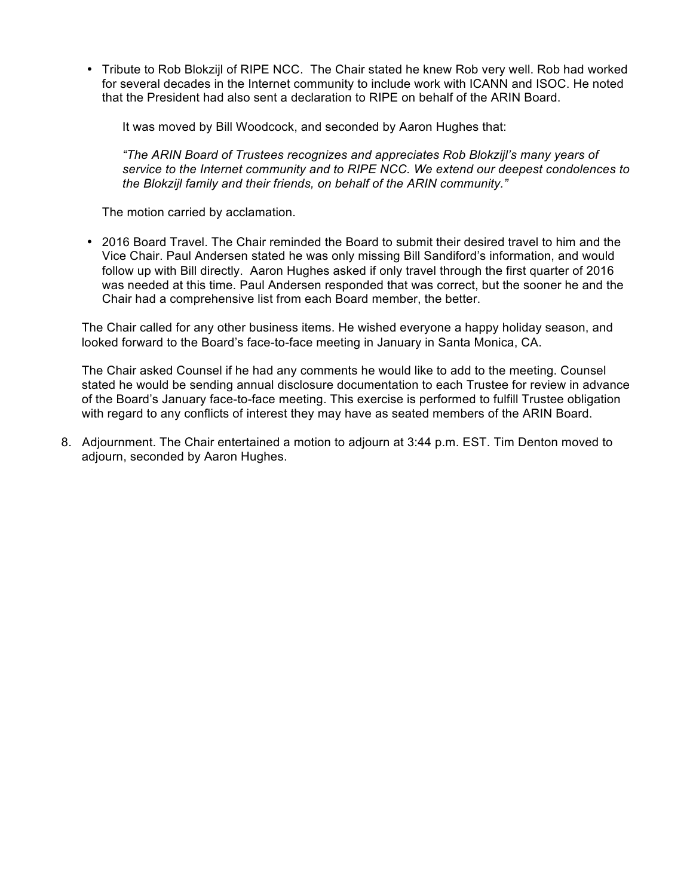- Tribute to Rob Blokzijl of RIPE NCC. The Chair stated he knew Rob very well. Rob had worked for several decades in the Internet community to include work with ICANN and ISOC. He noted that the President had also sent a declaration to RIPE on behalf of the ARIN Board.

  It was moved by Bill Woodcock, and seconded by Aaron Hughes that:

  *"The ARIN Board of Trustees recognizes and appreciates Rob Blokzijl's many years of service to the Internet community and to RIPE NCC. We extend our deepest condolences to the Blokzijl family and their friends, on behalf of the ARIN community."*

  The motion carried by acclamation.

- 2016 Board Travel. The Chair reminded the Board to submit their desired travel to him and the Vice Chair. Paul Andersen stated he was only missing Bill Sandiford's information, and would follow up with Bill directly. Aaron Hughes asked if only travel through the first quarter of 2016 was needed at this time. Paul Andersen responded that was correct, but the sooner he and the Chair had a comprehensive list from each Board member, the better.

The Chair called for any other business items. He wished everyone a happy holiday season, and looked forward to the Board's face-to-face meeting in January in Santa Monica, CA.

The Chair asked Counsel if he had any comments he would like to add to the meeting. Counsel stated he would be sending annual disclosure documentation to each Trustee for review in advance of the Board's January face-to-face meeting. This exercise is performed to fulfill Trustee obligation with regard to any conflicts of interest they may have as seated members of the ARIN Board.

8. Adjournment. The Chair entertained a motion to adjourn at 3:44 p.m. EST. Tim Denton moved to adjourn, seconded by Aaron Hughes.